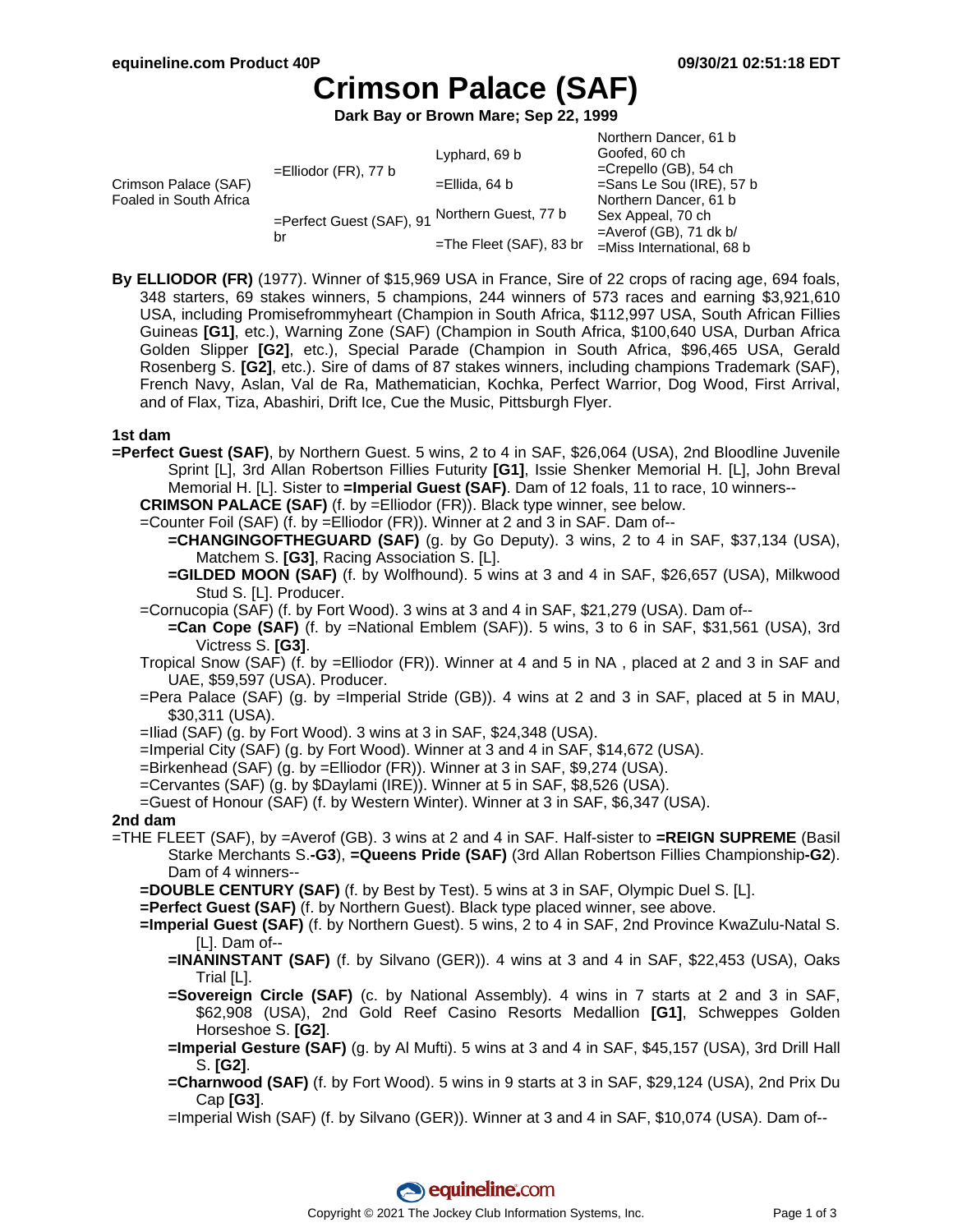# Crimson Palace (SAF)

**Dark Bay or Brown Mare; Sep 22, 1999**

| | | | |
|---|---|---|---|
| Crimson Palace (SAF) Foaled in South Africa | =Elliodor (FR), 77 b | Lyphard, 69 b | Northern Dancer, 61 b |
| | | | Goofed, 60 ch |
| | | =Ellida, 64 b | =Crepello (GB), 54 ch |
| | | | =Sans Le Sou (IRE), 57 b |
| | =Perfect Guest (SAF), 91 br | Northern Guest, 77 b | Northern Dancer, 61 b |
| | | | Sex Appeal, 70 ch |
| | | =The Fleet (SAF), 83 br | =Averof (GB), 71 dk b/ |
| | | | =Miss International, 68 b |

**By ELLIODOR (FR)** (1977). Winner of $15,969 USA in France, Sire of 22 crops of racing age, 694 foals, 348 starters, 69 stakes winners, 5 champions, 244 winners of 573 races and earning $3,921,610 USA, including Promisefrommyheart (Champion in South Africa, $112,997 USA, South African Fillies Guineas **[G1]**, etc.), Warning Zone (SAF) (Champion in South Africa, $100,640 USA, Durban Africa Golden Slipper **[G2]**, etc.), Special Parade (Champion in South Africa, $96,465 USA, Gerald Rosenberg S. **[G2]**, etc.). Sire of dams of 87 stakes winners, including champions Trademark (SAF), French Navy, Aslan, Val de Ra, Mathematician, Kochka, Perfect Warrior, Dog Wood, First Arrival, and of Flax, Tiza, Abashiri, Drift Ice, Cue the Music, Pittsburgh Flyer.

### 1st dam

**=Perfect Guest (SAF)**, by Northern Guest. 5 wins, 2 to 4 in SAF, $26,064 (USA), 2nd Bloodline Juvenile Sprint [L], 3rd Allan Robertson Fillies Futurity **[G1]**, Issie Shenker Memorial H. [L], John Breval Memorial H. [L]. Sister to **=Imperial Guest (SAF)**. Dam of 12 foals, 11 to race, 10 winners--

- **CRIMSON PALACE (SAF)** (f. by =Elliodor (FR)). Black type winner, see below.
- =Counter Foil (SAF) (f. by =Elliodor (FR)). Winner at 2 and 3 in SAF. Dam of--
  - **=CHANGINGOFTHEGUARD (SAF)** (g. by Go Deputy). 3 wins, 2 to 4 in SAF, $37,134 (USA), Matchem S. **[G3]**, Racing Association S. [L].
  - **=GILDED MOON (SAF)** (f. by Wolfhound). 5 wins at 3 and 4 in SAF, $26,657 (USA), Milkwood Stud S. [L]. Producer.
- =Cornucopia (SAF) (f. by Fort Wood). 3 wins at 3 and 4 in SAF, $21,279 (USA). Dam of--
  - **=Can Cope (SAF)** (f. by =National Emblem (SAF)). 5 wins, 3 to 6 in SAF, $31,561 (USA), 3rd Victress S. **[G3]**.
- Tropical Snow (SAF) (f. by =Elliodor (FR)). Winner at 4 and 5 in NA , placed at 2 and 3 in SAF and UAE, $59,597 (USA). Producer.
- =Pera Palace (SAF) (g. by =Imperial Stride (GB)). 4 wins at 2 and 3 in SAF, placed at 5 in MAU, $30,311 (USA).
- =Iliad (SAF) (g. by Fort Wood). 3 wins at 3 in SAF, $24,348 (USA).
- =Imperial City (SAF) (g. by Fort Wood). Winner at 3 and 4 in SAF, $14,672 (USA).
- =Birkenhead (SAF) (g. by =Elliodor (FR)). Winner at 3 in SAF, $9,274 (USA).
- =Cervantes (SAF) (g. by $Daylami (IRE)). Winner at 5 in SAF, $8,526 (USA).
- =Guest of Honour (SAF) (f. by Western Winter). Winner at 3 in SAF, $6,347 (USA).

### 2nd dam

=THE FLEET (SAF), by =Averof (GB). 3 wins at 2 and 4 in SAF. Half-sister to **=REIGN SUPREME** (Basil Starke Merchants S.**-G3**), **=Queens Pride (SAF)** (3rd Allan Robertson Fillies Championship**-G2**). Dam of 4 winners--

- **=DOUBLE CENTURY (SAF)** (f. by Best by Test). 5 wins at 3 in SAF, Olympic Duel S. [L].
- **=Perfect Guest (SAF)** (f. by Northern Guest). Black type placed winner, see above.
- **=Imperial Guest (SAF)** (f. by Northern Guest). 5 wins, 2 to 4 in SAF, 2nd Province KwaZulu-Natal S. [L]. Dam of--
  - **=INANINSTANT (SAF)** (f. by Silvano (GER)). 4 wins at 3 and 4 in SAF, $22,453 (USA), Oaks Trial [L].
  - **=Sovereign Circle (SAF)** (c. by National Assembly). 4 wins in 7 starts at 2 and 3 in SAF, $62,908 (USA), 2nd Gold Reef Casino Resorts Medallion **[G1]**, Schweppes Golden Horseshoe S. **[G2]**.
  - **=Imperial Gesture (SAF)** (g. by Al Mufti). 5 wins at 3 and 4 in SAF, $45,157 (USA), 3rd Drill Hall S. **[G2]**.
  - **=Charnwood (SAF)** (f. by Fort Wood). 5 wins in 9 starts at 3 in SAF, $29,124 (USA), 2nd Prix Du Cap **[G3]**.
  - =Imperial Wish (SAF) (f. by Silvano (GER)). Winner at 3 and 4 in SAF, $10,074 (USA). Dam of--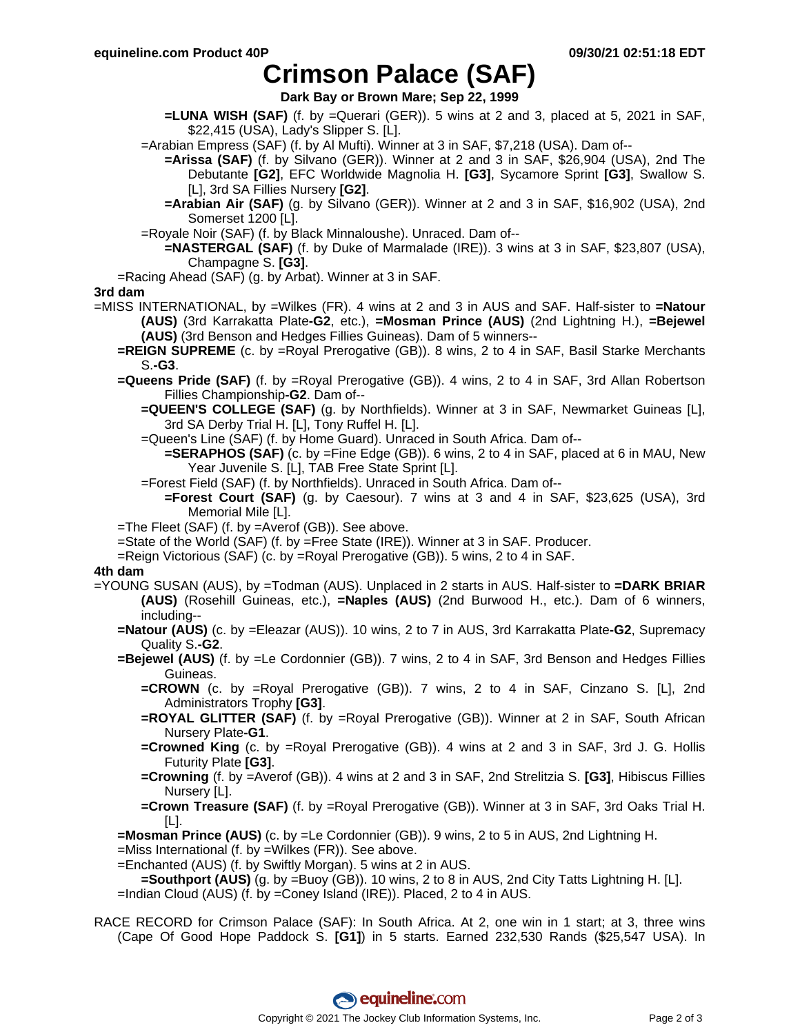# Crimson Palace (SAF)

**Dark Bay or Brown Mare; Sep 22, 1999**

**=LUNA WISH (SAF)** (f. by =Querari (GER)). 5 wins at 2 and 3, placed at 5, 2021 in SAF, $22,415 (USA), Lady's Slipper S. [L].

=Arabian Empress (SAF) (f. by Al Mufti). Winner at 3 in SAF, $7,218 (USA). Dam of--

**=Arissa (SAF)** (f. by Silvano (GER)). Winner at 2 and 3 in SAF, $26,904 (USA), 2nd The Debutante **[G2]**, EFC Worldwide Magnolia H. **[G3]**, Sycamore Sprint **[G3]**, Swallow S. [L], 3rd SA Fillies Nursery **[G2]**.

**=Arabian Air (SAF)** (g. by Silvano (GER)). Winner at 2 and 3 in SAF, $16,902 (USA), 2nd Somerset 1200 [L].

=Royale Noir (SAF) (f. by Black Minnaloushe). Unraced. Dam of--

**=NASTERGAL (SAF)** (f. by Duke of Marmalade (IRE)). 3 wins at 3 in SAF, $23,807 (USA), Champagne S. **[G3]**.

=Racing Ahead (SAF) (g. by Arbat). Winner at 3 in SAF.

**3rd dam**

=MISS INTERNATIONAL, by =Wilkes (FR). 4 wins at 2 and 3 in AUS and SAF. Half-sister to **=Natour (AUS)** (3rd Karrakatta Plate**-G2**, etc.), **=Mosman Prince (AUS)** (2nd Lightning H.), **=Bejewel (AUS)** (3rd Benson and Hedges Fillies Guineas). Dam of 5 winners--

**=REIGN SUPREME** (c. by =Royal Prerogative (GB)). 8 wins, 2 to 4 in SAF, Basil Starke Merchants S.**-G3**.

**=Queens Pride (SAF)** (f. by =Royal Prerogative (GB)). 4 wins, 2 to 4 in SAF, 3rd Allan Robertson Fillies Championship**-G2**. Dam of--

**=QUEEN'S COLLEGE (SAF)** (g. by Northfields). Winner at 3 in SAF, Newmarket Guineas [L], 3rd SA Derby Trial H. [L], Tony Ruffel H. [L].

=Queen's Line (SAF) (f. by Home Guard). Unraced in South Africa. Dam of--

**=SERAPHOS (SAF)** (c. by =Fine Edge (GB)). 6 wins, 2 to 4 in SAF, placed at 6 in MAU, New Year Juvenile S. [L], TAB Free State Sprint [L].

=Forest Field (SAF) (f. by Northfields). Unraced in South Africa. Dam of--

**=Forest Court (SAF)** (g. by Caesour). 7 wins at 3 and 4 in SAF, $23,625 (USA), 3rd Memorial Mile [L].

=The Fleet (SAF) (f. by =Averof (GB)). See above.

=State of the World (SAF) (f. by =Free State (IRE)). Winner at 3 in SAF. Producer.

=Reign Victorious (SAF) (c. by =Royal Prerogative (GB)). 5 wins, 2 to 4 in SAF.

**4th dam**

=YOUNG SUSAN (AUS), by =Todman (AUS). Unplaced in 2 starts in AUS. Half-sister to **=DARK BRIAR (AUS)** (Rosehill Guineas, etc.), **=Naples (AUS)** (2nd Burwood H., etc.). Dam of 6 winners, including--

**=Natour (AUS)** (c. by =Eleazar (AUS)). 10 wins, 2 to 7 in AUS, 3rd Karrakatta Plate**-G2**, Supremacy Quality S.**-G2**.

**=Bejewel (AUS)** (f. by =Le Cordonnier (GB)). 7 wins, 2 to 4 in SAF, 3rd Benson and Hedges Fillies Guineas.

**=CROWN** (c. by =Royal Prerogative (GB)). 7 wins, 2 to 4 in SAF, Cinzano S. [L], 2nd Administrators Trophy **[G3]**.

**=ROYAL GLITTER (SAF)** (f. by =Royal Prerogative (GB)). Winner at 2 in SAF, South African Nursery Plate**-G1**.

**=Crowned King** (c. by =Royal Prerogative (GB)). 4 wins at 2 and 3 in SAF, 3rd J. G. Hollis Futurity Plate **[G3]**.

**=Crowning** (f. by =Averof (GB)). 4 wins at 2 and 3 in SAF, 2nd Strelitzia S. **[G3]**, Hibiscus Fillies Nursery [L].

**=Crown Treasure (SAF)** (f. by =Royal Prerogative (GB)). Winner at 3 in SAF, 3rd Oaks Trial H. [L].

**=Mosman Prince (AUS)** (c. by =Le Cordonnier (GB)). 9 wins, 2 to 5 in AUS, 2nd Lightning H.

=Miss International (f. by =Wilkes (FR)). See above.

=Enchanted (AUS) (f. by Swiftly Morgan). 5 wins at 2 in AUS.

**=Southport (AUS)** (g. by =Buoy (GB)). 10 wins, 2 to 8 in AUS, 2nd City Tatts Lightning H. [L].

=Indian Cloud (AUS) (f. by =Coney Island (IRE)). Placed, 2 to 4 in AUS.

RACE RECORD for Crimson Palace (SAF): In South Africa. At 2, one win in 1 start; at 3, three wins (Cape Of Good Hope Paddock S. **[G1]**) in 5 starts. Earned 232,530 Rands ($25,547 USA). In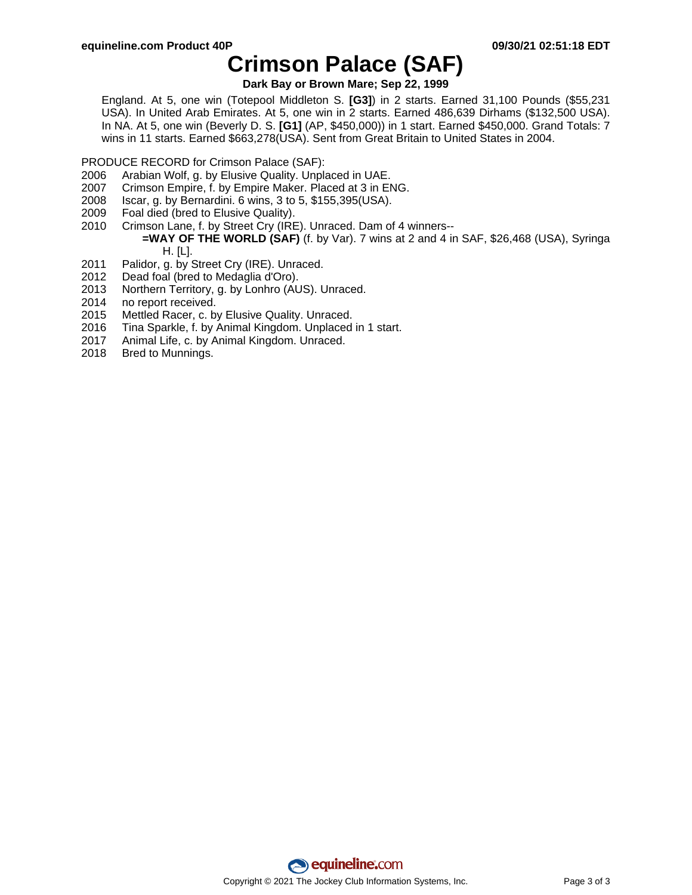# Crimson Palace (SAF)

**Dark Bay or Brown Mare; Sep 22, 1999**

England. At 5, one win (Totepool Middleton S. **[G3]**) in 2 starts. Earned 31,100 Pounds ($55,231 USA). In United Arab Emirates. At 5, one win in 2 starts. Earned 486,639 Dirhams ($132,500 USA). In NA. At 5, one win (Beverly D. S. **[G1]** (AP, $450,000)) in 1 start. Earned $450,000. Grand Totals: 7 wins in 11 starts. Earned $663,278(USA). Sent from Great Britain to United States in 2004.

PRODUCE RECORD for Crimson Palace (SAF):

2006 Arabian Wolf, g. by Elusive Quality. Unplaced in UAE.
2007 Crimson Empire, f. by Empire Maker. Placed at 3 in ENG.
2008 Iscar, g. by Bernardini. 6 wins, 3 to 5, $155,395(USA).
2009 Foal died (bred to Elusive Quality).
2010 Crimson Lane, f. by Street Cry (IRE). Unraced. Dam of 4 winners--
  **=WAY OF THE WORLD (SAF)** (f. by Var). 7 wins at 2 and 4 in SAF, $26,468 (USA), Syringa H. [L].
2011 Palidor, g. by Street Cry (IRE). Unraced.
2012 Dead foal (bred to Medaglia d'Oro).
2013 Northern Territory, g. by Lonhro (AUS). Unraced.
2014 no report received.
2015 Mettled Racer, c. by Elusive Quality. Unraced.
2016 Tina Sparkle, f. by Animal Kingdom. Unplaced in 1 start.
2017 Animal Life, c. by Animal Kingdom. Unraced.
2018 Bred to Munnings.